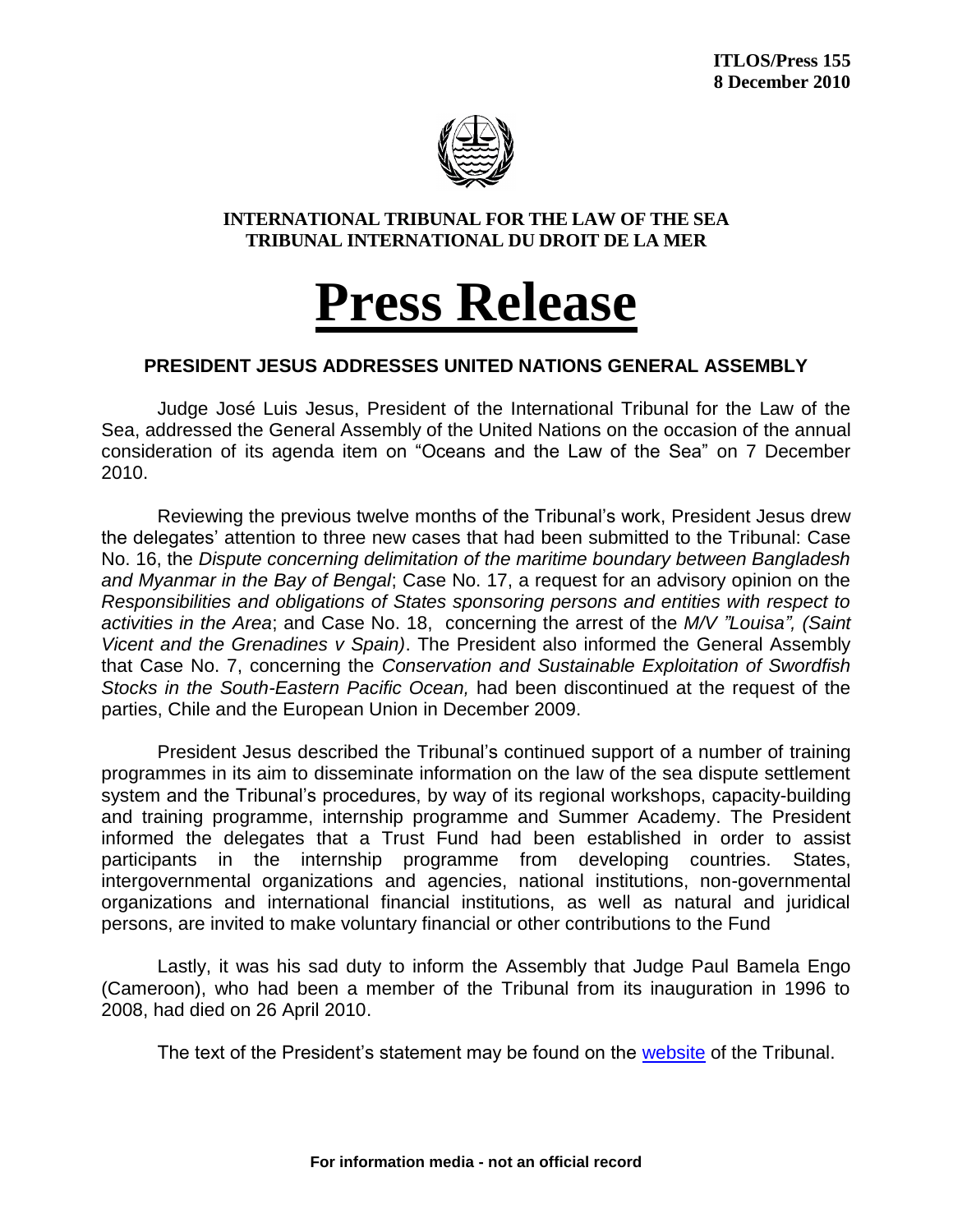**ITLOS/Press 155**
**8 December 2010**

**INTERNATIONAL TRIBUNAL FOR THE LAW OF THE SEA**
**TRIBUNAL INTERNATIONAL DU DROIT DE LA MER**

# Press Release

## PRESIDENT JESUS ADDRESSES UNITED NATIONS GENERAL ASSEMBLY

Judge José Luis Jesus, President of the International Tribunal for the Law of the Sea, addressed the General Assembly of the United Nations on the occasion of the annual consideration of its agenda item on "Oceans and the Law of the Sea" on 7 December 2010.

Reviewing the previous twelve months of the Tribunal's work, President Jesus drew the delegates' attention to three new cases that had been submitted to the Tribunal: Case No. 16, the *Dispute concerning delimitation of the maritime boundary between Bangladesh and Myanmar in the Bay of Bengal*; Case No. 17, a request for an advisory opinion on the *Responsibilities and obligations of States sponsoring persons and entities with respect to activities in the Area*; and Case No. 18, concerning the arrest of the *M/V "Louisa", (Saint Vicent and the Grenadines v Spain)*. The President also informed the General Assembly that Case No. 7, concerning the *Conservation and Sustainable Exploitation of Swordfish Stocks in the South-Eastern Pacific Ocean,* had been discontinued at the request of the parties, Chile and the European Union in December 2009.

President Jesus described the Tribunal's continued support of a number of training programmes in its aim to disseminate information on the law of the sea dispute settlement system and the Tribunal's procedures, by way of its regional workshops, capacity-building and training programme, internship programme and Summer Academy. The President informed the delegates that a Trust Fund had been established in order to assist participants in the internship programme from developing countries. States, intergovernmental organizations and agencies, national institutions, non-governmental organizations and international financial institutions, as well as natural and juridical persons, are invited to make voluntary financial or other contributions to the Fund

Lastly, it was his sad duty to inform the Assembly that Judge Paul Bamela Engo (Cameroon), who had been a member of the Tribunal from its inauguration in 1996 to 2008, had died on 26 April 2010.

The text of the President's statement may be found on the website of the Tribunal.

**For information media - not an official record**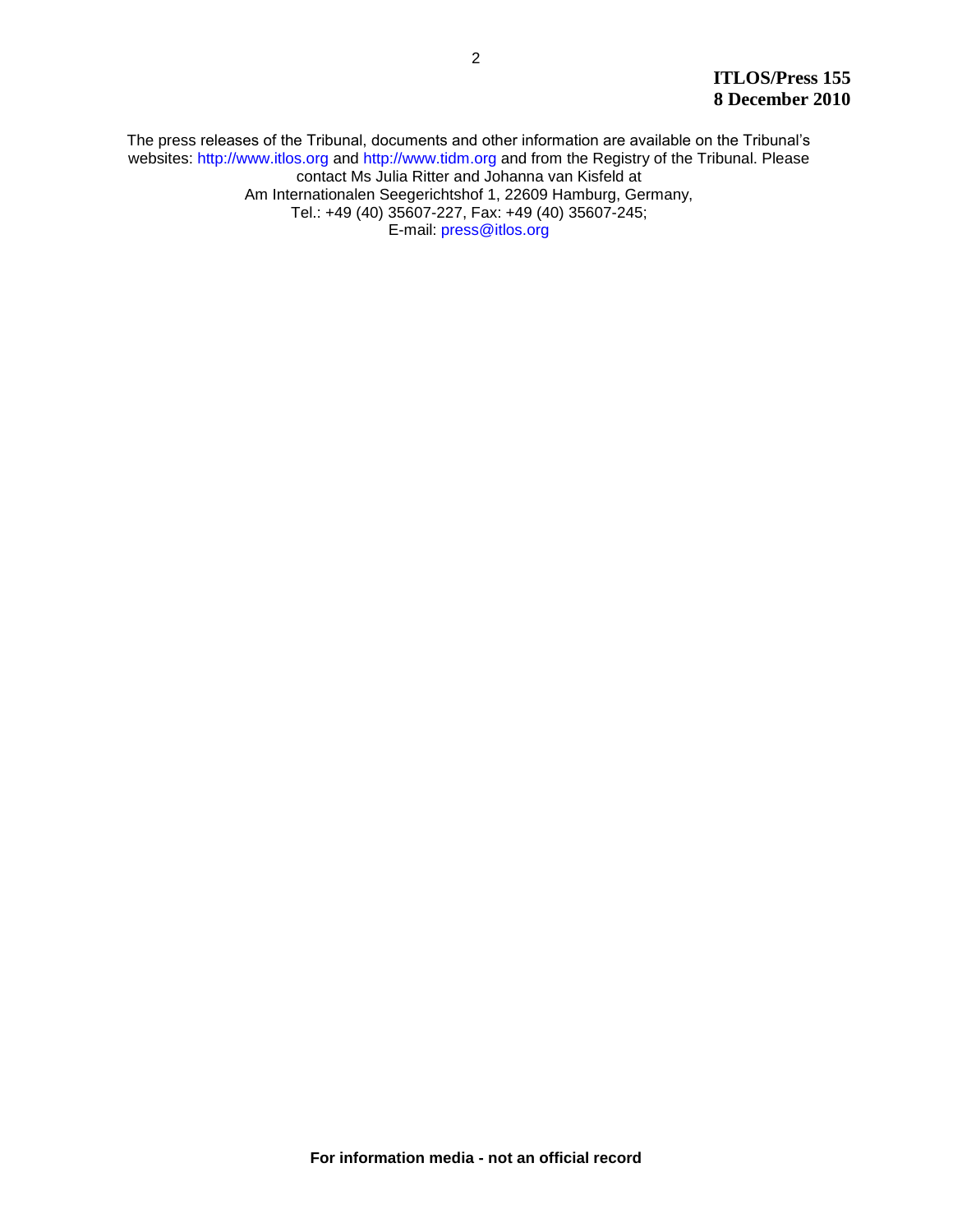The press releases of the Tribunal, documents and other information are available on the Tribunal's websites: http://www.itlos.org and http://www.tidm.org and from the Registry of the Tribunal. Please contact Ms Julia Ritter and Johanna van Kisfeld at Am Internationalen Seegerichtshof 1, 22609 Hamburg, Germany, Tel.: +49 (40) 35607-227, Fax: +49 (40) 35607-245; E-mail: press@itlos.org

**For information media - not an official record**